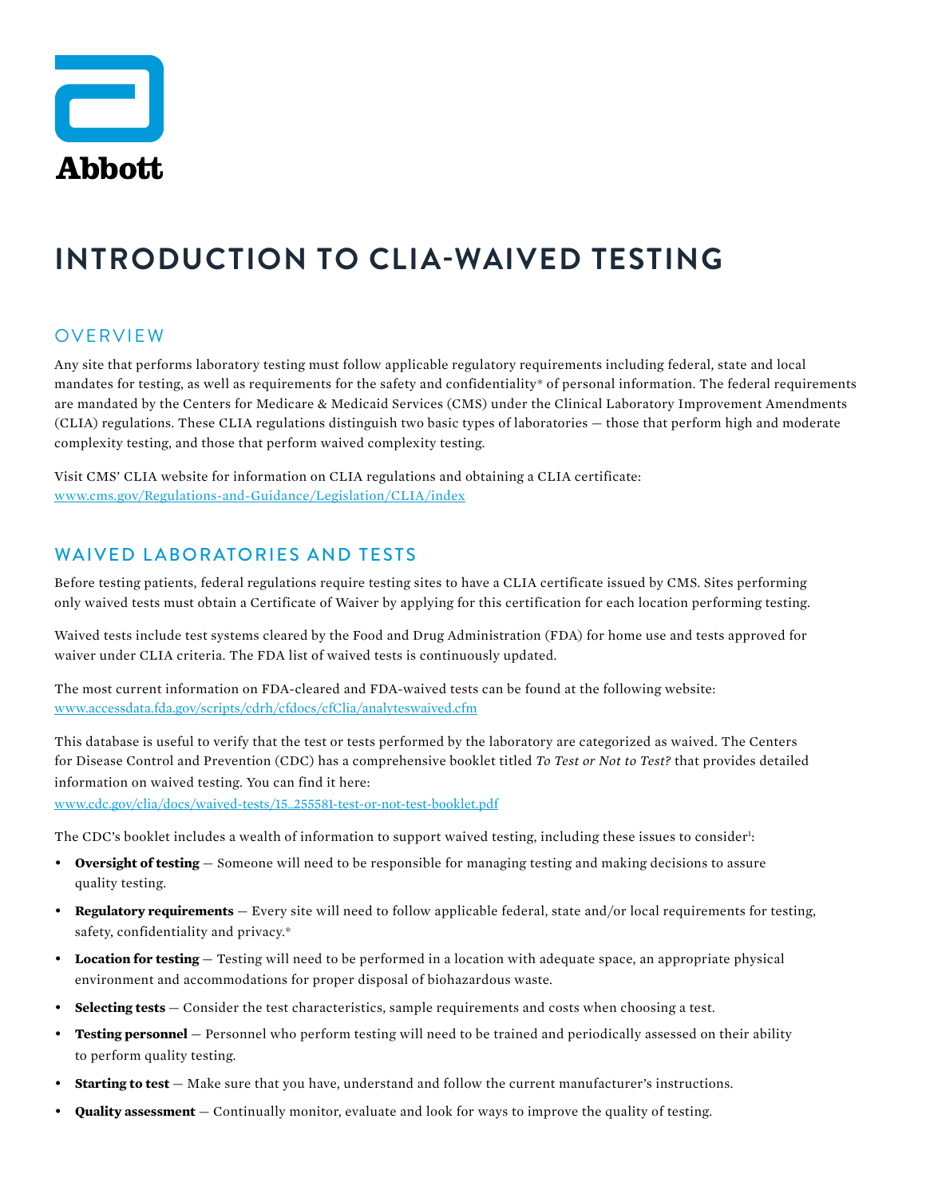Abbott

# INTRODUCTION TO CLIA-WAIVED TESTING

## OVERVIEW

Any site that performs laboratory testing must follow applicable regulatory requirements including federal, state and local mandates for testing, as well as requirements for the safety and confidentiality* of personal information. The federal requirements are mandated by the Centers for Medicare & Medicaid Services (CMS) under the Clinical Laboratory Improvement Amendments (CLIA) regulations. These CLIA regulations distinguish two basic types of laboratories — those that perform high and moderate complexity testing, and those that perform waived complexity testing.

Visit CMS' CLIA website for information on CLIA regulations and obtaining a CLIA certificate: www.cms.gov/Regulations-and-Guidance/Legislation/CLIA/index

## WAIVED LABORATORIES AND TESTS

Before testing patients, federal regulations require testing sites to have a CLIA certificate issued by CMS. Sites performing only waived tests must obtain a Certificate of Waiver by applying for this certification for each location performing testing.

Waived tests include test systems cleared by the Food and Drug Administration (FDA) for home use and tests approved for waiver under CLIA criteria. The FDA list of waived tests is continuously updated.

The most current information on FDA-cleared and FDA-waived tests can be found at the following website: www.accessdata.fda.gov/scripts/cdrh/cfdocs/cfClia/analyteswaived.cfm

This database is useful to verify that the test or tests performed by the laboratory are categorized as waived. The Centers for Disease Control and Prevention (CDC) has a comprehensive booklet titled *To Test or Not to Test?* that provides detailed information on waived testing. You can find it here: www.cdc.gov/clia/docs/waived-tests/15_255581-test-or-not-test-booklet.pdf

The CDC's booklet includes a wealth of information to support waived testing, including these issues to consider[1]:

- **Oversight of testing** — Someone will need to be responsible for managing testing and making decisions to assure quality testing.
- **Regulatory requirements** — Every site will need to follow applicable federal, state and/or local requirements for testing, safety, confidentiality and privacy.*
- **Location for testing** — Testing will need to be performed in a location with adequate space, an appropriate physical environment and accommodations for proper disposal of biohazardous waste.
- **Selecting tests** — Consider the test characteristics, sample requirements and costs when choosing a test.
- **Testing personnel** — Personnel who perform testing will need to be trained and periodically assessed on their ability to perform quality testing.
- **Starting to test** — Make sure that you have, understand and follow the current manufacturer's instructions.
- **Quality assessment** — Continually monitor, evaluate and look for ways to improve the quality of testing.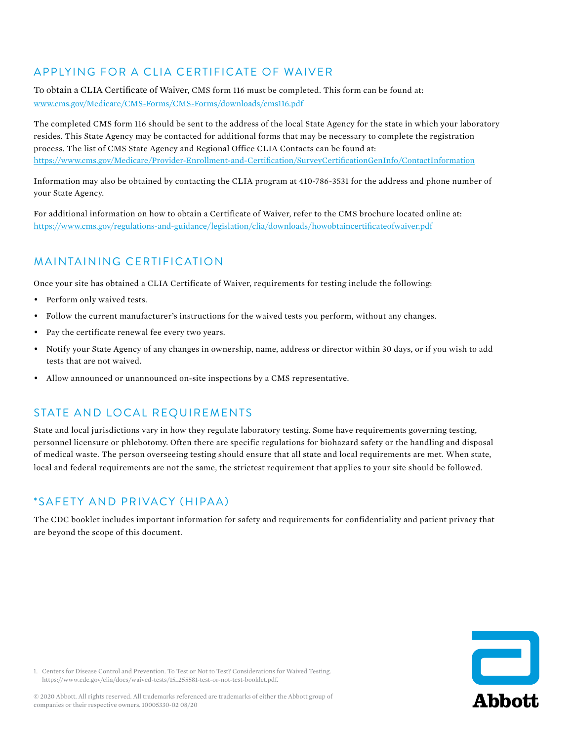## APPLYING FOR A CLIA CERTIFICATE OF WAIVER

To obtain a CLIA Certificate of Waiver, CMS form 116 must be completed. This form can be found at: [www.cms.gov/Medicare/CMS-Forms/CMS-Forms/downloads/cms116.pdf](www.cms.gov/Medicare/CMS-Forms/CMS-Forms/downloads/cms116.pdf)

The completed CMS form 116 should be sent to the address of the local State Agency for the state in which your laboratory resides. This State Agency may be contacted for additional forms that may be necessary to complete the registration process. The list of CMS State Agency and Regional Office CLIA Contacts can be found at: [https://www.cms.gov/Medicare/Provider-Enrollment-and-Certification/SurveyCertificationGenInfo/ContactInformation](https://www.cms.gov/Medicare/Provider-Enrollment-and-Certification/SurveyCertificationGenInfo/ContactInformation)

Information may also be obtained by contacting the CLIA program at 410-786-3531 for the address and phone number of your State Agency.

For additional information on how to obtain a Certificate of Waiver, refer to the CMS brochure located online at: [https://www.cms.gov/regulations-and-guidance/legislation/clia/downloads/howobtaincertificateofwaiver.pdf](https://www.cms.gov/regulations-and-guidance/legislation/clia/downloads/howobtaincertificateofwaiver.pdf)

## MAINTAINING CERTIFICATION

Once your site has obtained a CLIA Certificate of Waiver, requirements for testing include the following:

- Perform only waived tests.
- Follow the current manufacturer's instructions for the waived tests you perform, without any changes.
- Pay the certificate renewal fee every two years.
- Notify your State Agency of any changes in ownership, name, address or director within 30 days, or if you wish to add tests that are not waived.
- Allow announced or unannounced on-site inspections by a CMS representative.

## STATE AND LOCAL REQUIREMENTS

State and local jurisdictions vary in how they regulate laboratory testing. Some have requirements governing testing, personnel licensure or phlebotomy. Often there are specific regulations for biohazard safety or the handling and disposal of medical waste. The person overseeing testing should ensure that all state and local requirements are met. When state, local and federal requirements are not the same, the strictest requirement that applies to your site should be followed.

## *SAFETY AND PRIVACY (HIPAA)

The CDC booklet includes important information for safety and requirements for confidentiality and patient privacy that are beyond the scope of this document.

1. Centers for Disease Control and Prevention. To Test or Not to Test? Considerations for Waived Testing. https://www.cdc.gov/clia/docs/waived-tests/15_255581-test-or-not-test-booklet.pdf.

© 2020 Abbott. All rights reserved. All trademarks referenced are trademarks of either the Abbott group of companies or their respective owners. 10005330-02 08/20

Abbott